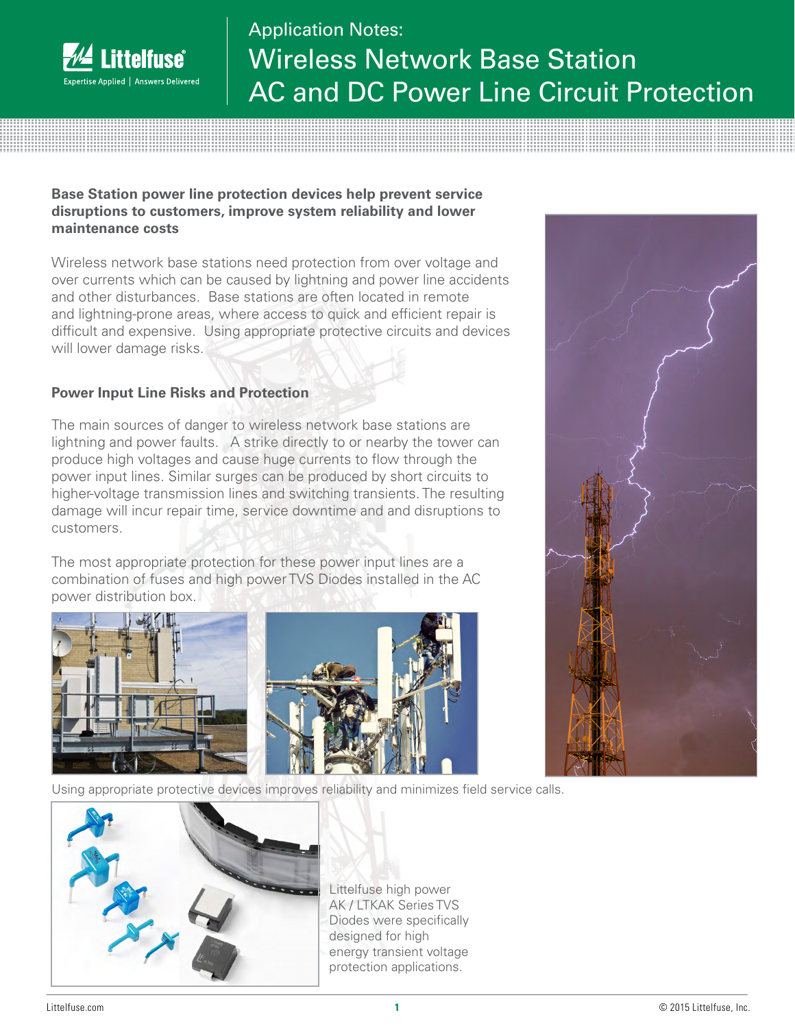# Application Notes: Wireless Network Base Station AC and DC Power Line Circuit Protection

**Base Station power line protection devices help prevent service disruptions to customers, improve system reliability and lower maintenance costs**

Wireless network base stations need protection from over voltage and over currents which can be caused by lightning and power line accidents and other disturbances. Base stations are often located in remote and lightning-prone areas, where access to quick and efficient repair is difficult and expensive. Using appropriate protective circuits and devices will lower damage risks.

## Power Input Line Risks and Protection

The main sources of danger to wireless network base stations are lightning and power faults. A strike directly to or nearby the tower can produce high voltages and cause huge currents to flow through the power input lines. Similar surges can be produced by short circuits to higher-voltage transmission lines and switching transients. The resulting damage will incur repair time, service downtime and and disruptions to customers.

The most appropriate protection for these power input lines are a combination of fuses and high power TVS Diodes installed in the AC power distribution box.

Using appropriate protective devices improves reliability and minimizes field service calls.

Littelfuse high power AK / LTKAK Series TVS Diodes were specifically designed for high energy transient voltage protection applications.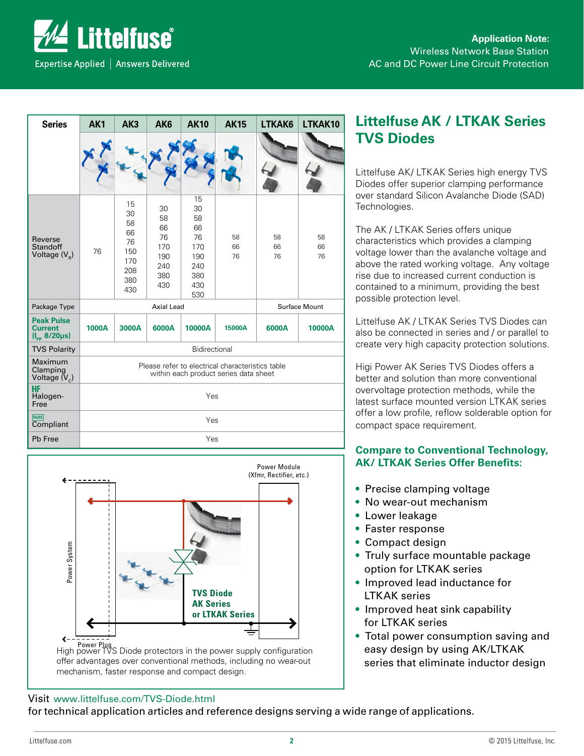| Series | AK1 | AK3 | AK6 | AK10 | AK15 | LTKAK6 | LTKAK10 |
|---|---|---|---|---|---|---|---|
| Reverse Standoff Voltage ($V_R$) | 76 | 15 30 58 66 76 150 170 208 380 430 | 30 58 66 76 170 190 240 380 430 | 15 30 58 66 76 170 190 240 380 430 530 | 58 66 76 | 58 66 76 | 58 66 76 |
| Package Type | Axial Lead | | | | | Surface Mount | |
| Peak Pulse Current ($I_{PP}$ 8/20μs) | 1000A | 3000A | 6000A | 10000A | 15000A | 6000A | 10000A |
| TVS Polarity | Bidirectional | | | | | | |
| Maximum Clamping Voltage ($V_C$) | Please refer to electrical characteristics table within each product series data sheet | | | | | | |
| HF Halogen-Free | Yes | | | | | | |
| RoHS Compliant | Yes | | | | | | |
| Pb Free | Yes | | | | | | |

Power Module (Xfmr, Rectifier, etc.)

Power System

TVS Diode AK Series or LTKAK Series

Power Plug

High power TVS Diode protectors in the power supply configuration offer advantages over conventional methods, including no wear-out mechanism, faster response and compact design.

# Littelfuse AK / LTKAK Series TVS Diodes

Littelfuse AK/ LTKAK Series high energy TVS Diodes offer superior clamping performance over standard Silicon Avalanche Diode (SAD) Technologies.

The AK / LTKAK Series offers unique characteristics which provides a clamping voltage lower than the avalanche voltage and above the rated working voltage. Any voltage rise due to increased current conduction is contained to a minimum, providing the best possible protection level.

Littelfuse AK / LTKAK Series TVS Diodes can also be connected in series and / or parallel to create very high capacity protection solutions.

Higi Power AK Series TVS Diodes offers a better and solution than more conventional overvoltage protection methods, while the latest surface mounted version LTKAK series offer a low profile, reflow solderable option for compact space requirement.

## Compare to Conventional Technology, AK/ LTKAK Series Offer Benefits:

- Precise clamping voltage
- No wear-out mechanism
- Lower leakage
- Faster response
- Compact design
- Truly surface mountable package option for LTKAK series
- Improved lead inductance for LTKAK series
- Improved heat sink capability for LTKAK series
- Total power consumption saving and easy design by using AK/LTKAK series that eliminate inductor design

Visit www.littelfuse.com/TVS-Diode.html
for technical application articles and reference designs serving a wide range of applications.